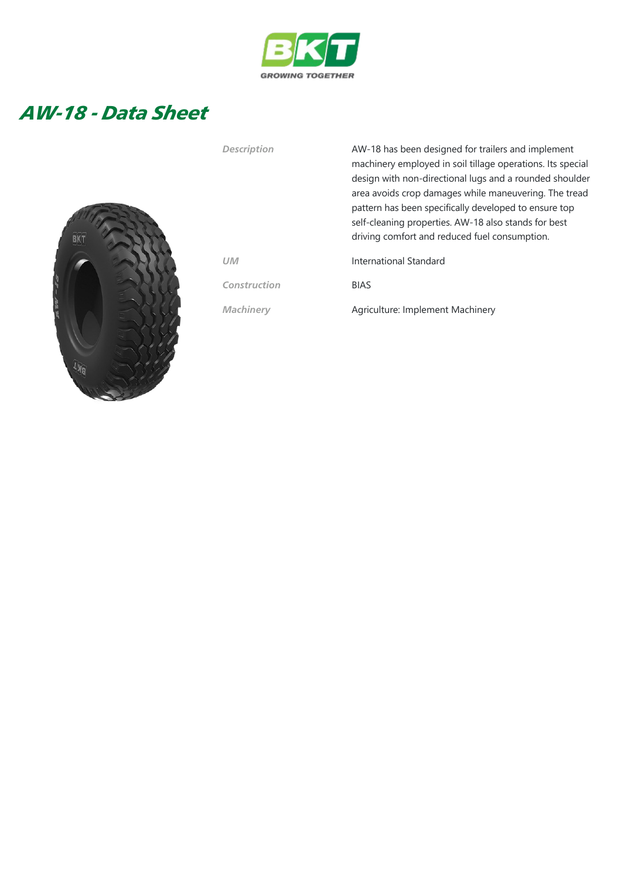BKT

GROWING TOGETHER

# AW-18 - Data Sheet

| | |
|---|---|
| *Description* | AW-18 has been designed for trailers and implement machinery employed in soil tillage operations. Its special design with non-directional lugs and a rounded shoulder area avoids crop damages while maneuvering. The tread pattern has been specifically developed to ensure top self-cleaning properties. AW-18 also stands for best driving comfort and reduced fuel consumption. |
| *UM* | International Standard |
| *Construction* | BIAS |
| *Machinery* | Agriculture: Implement Machinery |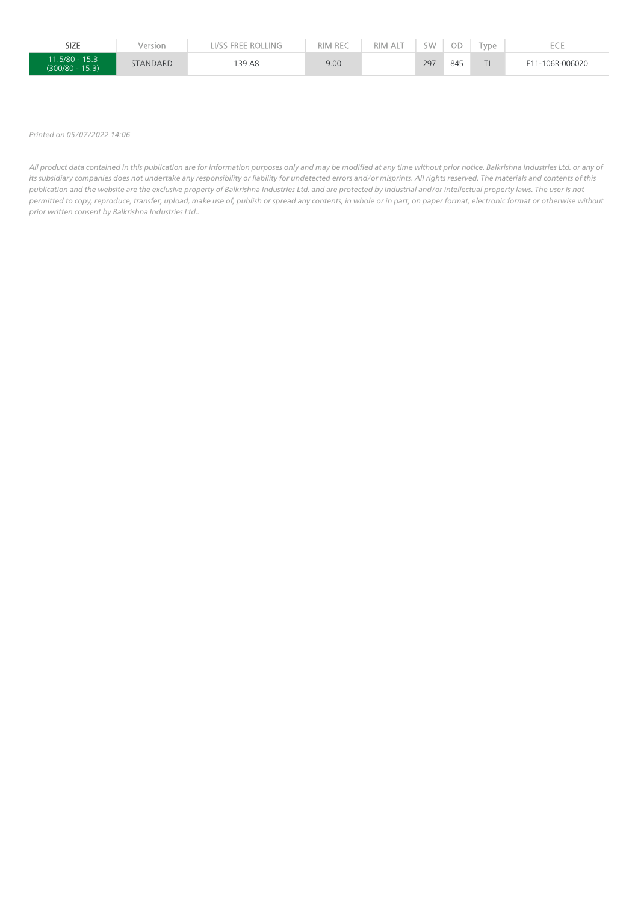| SIZE | Version | LI/SS FREE ROLLING | RIM REC | RIM ALT | SW | OD | Type | ECE |
|---|---|---|---|---|---|---|---|---|
| 11.5/80 - 15.3 (300/80 - 15.3) | STANDARD | 139 A8 | 9.00 | | 297 | 845 | TL | E11-106R-006020 |

*Printed on 05/07/2022 14:06*

*All product data contained in this publication are for information purposes only and may be modified at any time without prior notice. Balkrishna Industries Ltd. or any of its subsidiary companies does not undertake any responsibility or liability for undetected errors and/or misprints. All rights reserved. The materials and contents of this publication and the website are the exclusive property of Balkrishna Industries Ltd. and are protected by industrial and/or intellectual property laws. The user is not permitted to copy, reproduce, transfer, upload, make use of, publish or spread any contents, in whole or in part, on paper format, electronic format or otherwise without prior written consent by Balkrishna Industries Ltd..*